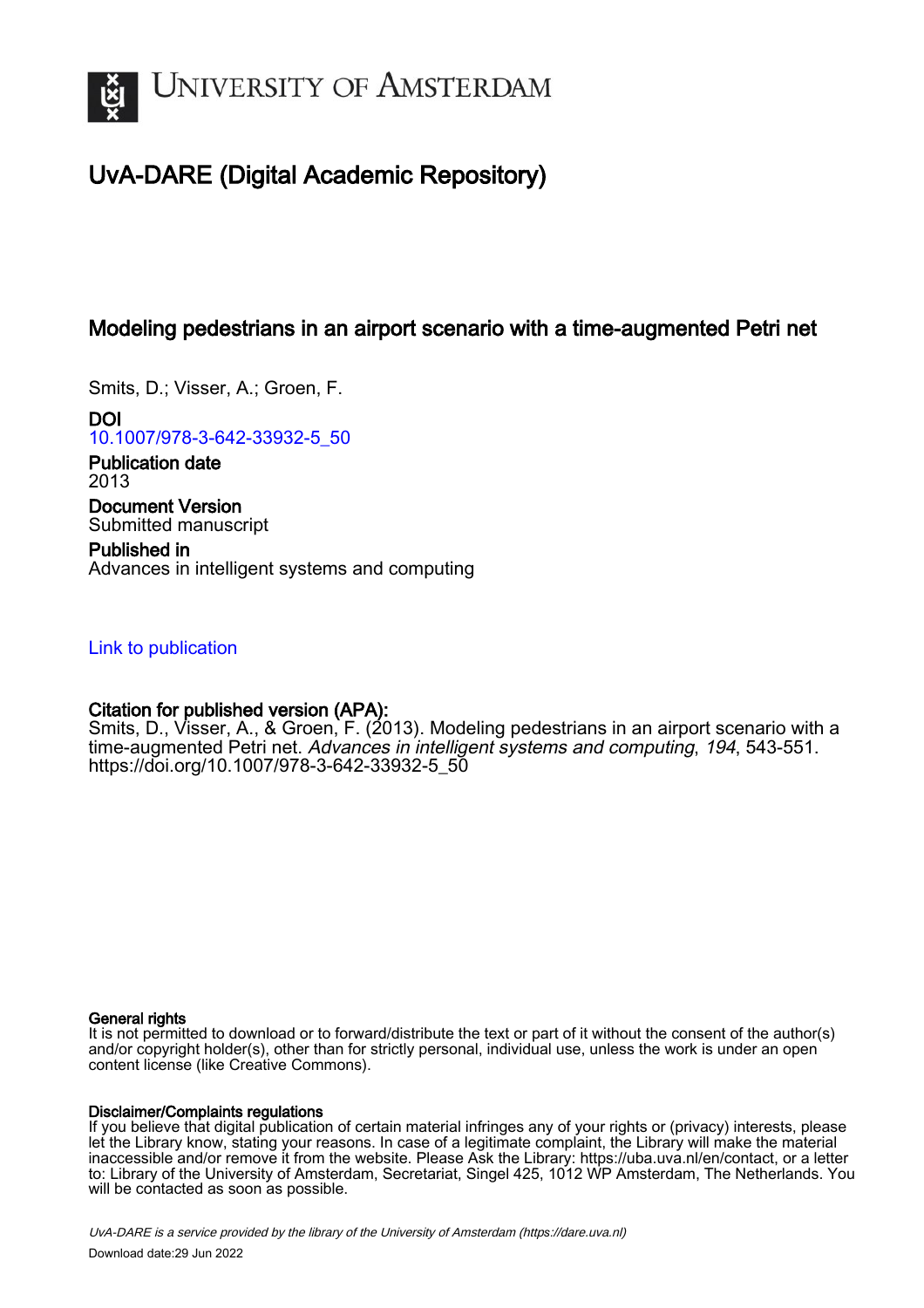# University of Amsterdam

## UvA-DARE (Digital Academic Repository)

### Modeling pedestrians in an airport scenario with a time-augmented Petri net

Smits, D.; Visser, A.; Groen, F.

**DOI**
10.1007/978-3-642-33932-5_50

**Publication date**
2013

**Document Version**
Submitted manuscript

**Published in**
Advances in intelligent systems and computing

Link to publication

**Citation for published version (APA):**
Smits, D., Visser, A., & Groen, F. (2013). Modeling pedestrians in an airport scenario with a time-augmented Petri net. *Advances in intelligent systems and computing*, *194*, 543-551. https://doi.org/10.1007/978-3-642-33932-5_50

**General rights**
It is not permitted to download or to forward/distribute the text or part of it without the consent of the author(s) and/or copyright holder(s), other than for strictly personal, individual use, unless the work is under an open content license (like Creative Commons).

**Disclaimer/Complaints regulations**
If you believe that digital publication of certain material infringes any of your rights or (privacy) interests, please let the Library know, stating your reasons. In case of a legitimate complaint, the Library will make the material inaccessible and/or remove it from the website. Please Ask the Library: https://uba.uva.nl/en/contact, or a letter to: Library of the University of Amsterdam, Secretariat, Singel 425, 1012 WP Amsterdam, The Netherlands. You will be contacted as soon as possible.

*UvA-DARE is a service provided by the library of the University of Amsterdam (https://dare.uva.nl)*

Download date:29 Jun 2022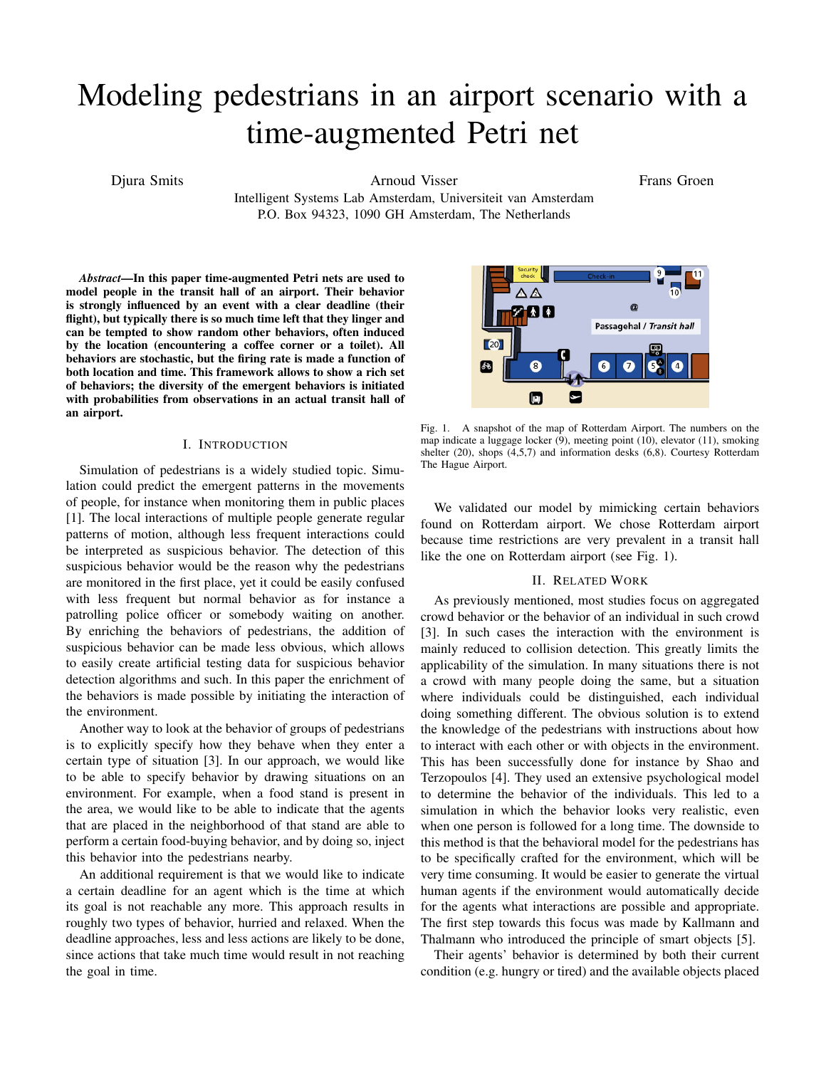# Modeling pedestrians in an airport scenario with a time-augmented Petri net

Djura Smits, Arnoud Visser, Frans Groen

Intelligent Systems Lab Amsterdam, Universiteit van Amsterdam
P.O. Box 94323, 1090 GH Amsterdam, The Netherlands

***Abstract*—In this paper time-augmented Petri nets are used to model people in the transit hall of an airport. Their behavior is strongly influenced by an event with a clear deadline (their flight), but typically there is so much time left that they linger and can be tempted to show random other behaviors, often induced by the location (encountering a coffee corner or a toilet). All behaviors are stochastic, but the firing rate is made a function of both location and time. This framework allows to show a rich set of behaviors; the diversity of the emergent behaviors is initiated with probabilities from observations in an actual transit hall of an airport.**

## I. Introduction

Simulation of pedestrians is a widely studied topic. Simulation could predict the emergent patterns in the movements of people, for instance when monitoring them in public places [1]. The local interactions of multiple people generate regular patterns of motion, although less frequent interactions could be interpreted as suspicious behavior. The detection of this suspicious behavior would be the reason why the pedestrians are monitored in the first place, yet it could be easily confused with less frequent but normal behavior as for instance a patrolling police officer or somebody waiting on another. By enriching the behaviors of pedestrians, the addition of suspicious behavior can be made less obvious, which allows to easily create artificial testing data for suspicious behavior detection algorithms and such. In this paper the enrichment of the behaviors is made possible by initiating the interaction of the environment.

Another way to look at the behavior of groups of pedestrians is to explicitly specify how they behave when they enter a certain type of situation [3]. In our approach, we would like to be able to specify behavior by drawing situations on an environment. For example, when a food stand is present in the area, we would like to be able to indicate that the agents that are placed in the neighborhood of that stand are able to perform a certain food-buying behavior, and by doing so, inject this behavior into the pedestrians nearby.

An additional requirement is that we would like to indicate a certain deadline for an agent which is the time at which its goal is not reachable any more. This approach results in roughly two types of behavior, hurried and relaxed. When the deadline approaches, less and less actions are likely to be done, since actions that take much time would result in not reaching the goal in time.

Fig. 1. A snapshot of the map of Rotterdam Airport. The numbers on the map indicate a luggage locker (9), meeting point (10), elevator (11), smoking shelter (20), shops (4,5,7) and information desks (6,8). Courtesy Rotterdam The Hague Airport.

We validated our model by mimicking certain behaviors found on Rotterdam airport. We chose Rotterdam airport because time restrictions are very prevalent in a transit hall like the one on Rotterdam airport (see Fig. 1).

## II. Related Work

As previously mentioned, most studies focus on aggregated crowd behavior or the behavior of an individual in such crowd [3]. In such cases the interaction with the environment is mainly reduced to collision detection. This greatly limits the applicability of the simulation. In many situations there is not a crowd with many people doing the same, but a situation where individuals could be distinguished, each individual doing something different. The obvious solution is to extend the knowledge of the pedestrians with instructions about how to interact with each other or with objects in the environment. This has been successfully done for instance by Shao and Terzopoulos [4]. They used an extensive psychological model to determine the behavior of the individuals. This led to a simulation in which the behavior looks very realistic, even when one person is followed for a long time. The downside to this method is that the behavioral model for the pedestrians has to be specifically crafted for the environment, which will be very time consuming. It would be easier to generate the virtual human agents if the environment would automatically decide for the agents what interactions are possible and appropriate. The first step towards this focus was made by Kallmann and Thalmann who introduced the principle of smart objects [5].

Their agents' behavior is determined by both their current condition (e.g. hungry or tired) and the available objects placed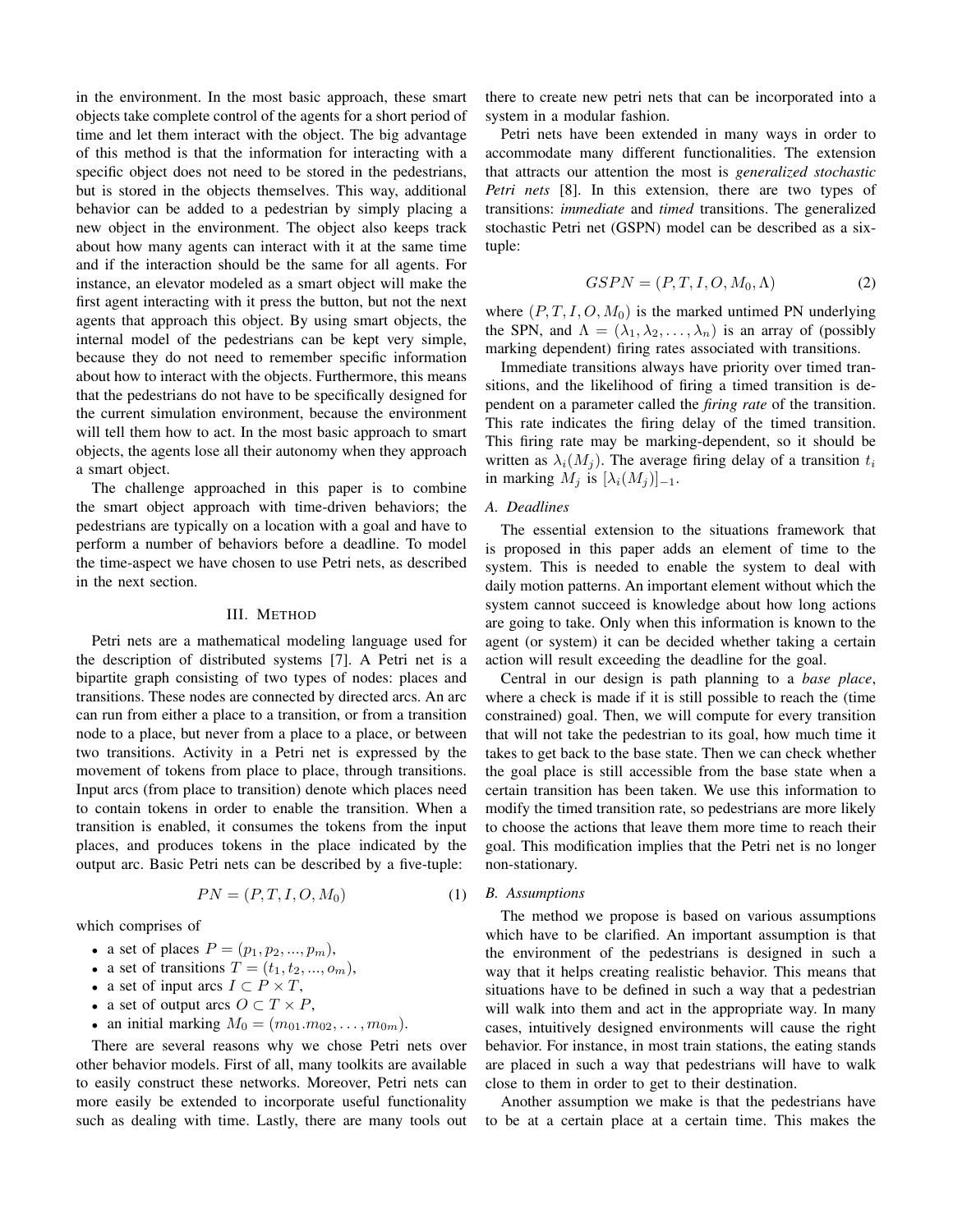in the environment. In the most basic approach, these smart objects take complete control of the agents for a short period of time and let them interact with the object. The big advantage of this method is that the information for interacting with a specific object does not need to be stored in the pedestrians, but is stored in the objects themselves. This way, additional behavior can be added to a pedestrian by simply placing a new object in the environment. The object also keeps track about how many agents can interact with it at the same time and if the interaction should be the same for all agents. For instance, an elevator modeled as a smart object will make the first agent interacting with it press the button, but not the next agents that approach this object. By using smart objects, the internal model of the pedestrians can be kept very simple, because they do not need to remember specific information about how to interact with the objects. Furthermore, this means that the pedestrians do not have to be specifically designed for the current simulation environment, because the environment will tell them how to act. In the most basic approach to smart objects, the agents lose all their autonomy when they approach a smart object.

The challenge approached in this paper is to combine the smart object approach with time-driven behaviors; the pedestrians are typically on a location with a goal and have to perform a number of behaviors before a deadline. To model the time-aspect we have chosen to use Petri nets, as described in the next section.

## III. Method

Petri nets are a mathematical modeling language used for the description of distributed systems [7]. A Petri net is a bipartite graph consisting of two types of nodes: places and transitions. These nodes are connected by directed arcs. An arc can run from either a place to a transition, or from a transition node to a place, but never from a place to a place, or between two transitions. Activity in a Petri net is expressed by the movement of tokens from place to place, through transitions. Input arcs (from place to transition) denote which places need to contain tokens in order to enable the transition. When a transition is enabled, it consumes the tokens from the input places, and produces tokens in the place indicated by the output arc. Basic Petri nets can be described by a five-tuple:

$$PN = (P, T, I, O, M_0) \tag{1}$$

which comprises of

- a set of places $P = (p_1, p_2, ..., p_m)$,
- a set of transitions $T = (t_1, t_2, ..., o_m)$,
- a set of input arcs $I \subset P \times T$,
- a set of output arcs $O \subset T \times P$,
- an initial marking $M_0 = (m_{01}.m_{02}, \ldots, m_{0m})$.

There are several reasons why we chose Petri nets over other behavior models. First of all, many toolkits are available to easily construct these networks. Moreover, Petri nets can more easily be extended to incorporate useful functionality such as dealing with time. Lastly, there are many tools out there to create new petri nets that can be incorporated into a system in a modular fashion.

Petri nets have been extended in many ways in order to accommodate many different functionalities. The extension that attracts our attention the most is *generalized stochastic Petri nets* [8]. In this extension, there are two types of transitions: *immediate* and *timed* transitions. The generalized stochastic Petri net (GSPN) model can be described as a six-tuple:

$$GSPN = (P, T, I, O, M_0, \Lambda) \tag{2}$$

where $(P, T, I, O, M_0)$ is the marked untimed PN underlying the SPN, and $\Lambda = (\lambda_1, \lambda_2, \ldots, \lambda_n)$ is an array of (possibly marking dependent) firing rates associated with transitions.

Immediate transitions always have priority over timed transitions, and the likelihood of firing a timed transition is dependent on a parameter called the *firing rate* of the transition. This rate indicates the firing delay of the timed transition. This firing rate may be marking-dependent, so it should be written as $\lambda_i(M_j)$. The average firing delay of a transition $t_i$ in marking $M_j$ is $[\lambda_i(M_j)]_{-1}$.

### A. Deadlines

The essential extension to the situations framework that is proposed in this paper adds an element of time to the system. This is needed to enable the system to deal with daily motion patterns. An important element without which the system cannot succeed is knowledge about how long actions are going to take. Only when this information is known to the agent (or system) it can be decided whether taking a certain action will result exceeding the deadline for the goal.

Central in our design is path planning to a *base place*, where a check is made if it is still possible to reach the (time constrained) goal. Then, we will compute for every transition that will not take the pedestrian to its goal, how much time it takes to get back to the base state. Then we can check whether the goal place is still accessible from the base state when a certain transition has been taken. We use this information to modify the timed transition rate, so pedestrians are more likely to choose the actions that leave them more time to reach their goal. This modification implies that the Petri net is no longer non-stationary.

### B. Assumptions

The method we propose is based on various assumptions which have to be clarified. An important assumption is that the environment of the pedestrians is designed in such a way that it helps creating realistic behavior. This means that situations have to be defined in such a way that a pedestrian will walk into them and act in the appropriate way. In many cases, intuitively designed environments will cause the right behavior. For instance, in most train stations, the eating stands are placed in such a way that pedestrians will have to walk close to them in order to get to their destination.

Another assumption we make is that the pedestrians have to be at a certain place at a certain time. This makes the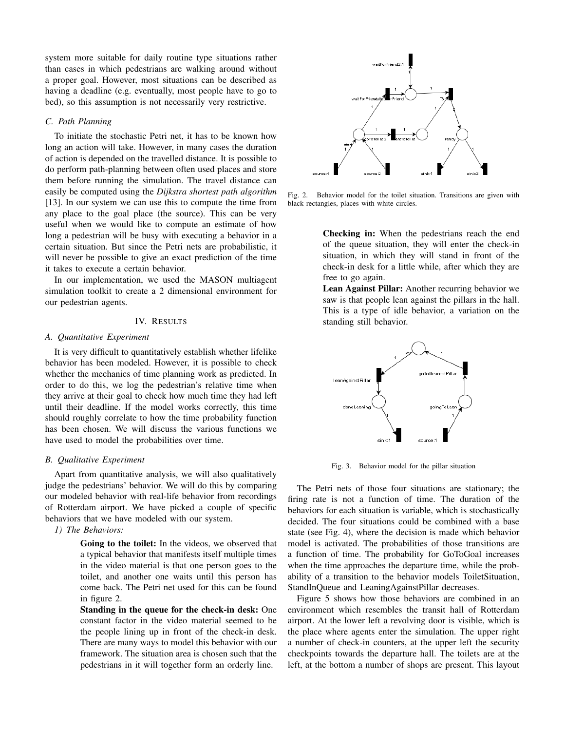system more suitable for daily routine type situations rather than cases in which pedestrians are walking around without a proper goal. However, most situations can be described as having a deadline (e.g. eventually, most people have to go to bed), so this assumption is not necessarily very restrictive.

### C. Path Planning

To initiate the stochastic Petri net, it has to be known how long an action will take. However, in many cases the duration of action is depended on the travelled distance. It is possible to do perform path-planning between often used places and store them before running the simulation. The travel distance can easily be computed using the *Dijkstra shortest path algorithm* [13]. In our system we can use this to compute the time from any place to the goal place (the source). This can be very useful when we would like to compute an estimate of how long a pedestrian will be busy with executing a behavior in a certain situation. But since the Petri nets are probabilistic, it will never be possible to give an exact prediction of the time it takes to execute a certain behavior.

In our implementation, we used the MASON multiagent simulation toolkit to create a 2 dimensional environment for our pedestrian agents.

## IV. Results

### A. Quantitative Experiment

It is very difficult to quantitatively establish whether lifelike behavior has been modeled. However, it is possible to check whether the mechanics of time planning work as predicted. In order to do this, we log the pedestrian's relative time when they arrive at their goal to check how much time they had left until their deadline. If the model works correctly, this time should roughly correlate to how the time probability function has been chosen. We will discuss the various functions we have used to model the probabilities over time.

### B. Qualitative Experiment

Apart from quantitative analysis, we will also qualitatively judge the pedestrians' behavior. We will do this by comparing our modeled behavior with real-life behavior from recordings of Rotterdam airport. We have picked a couple of specific behaviors that we have modeled with our system.

*1) The Behaviors:*

**Going to the toilet:** In the videos, we observed that a typical behavior that manifests itself multiple times in the video material is that one person goes to the toilet, and another one waits until this person has come back. The Petri net used for this can be found in figure 2.

**Standing in the queue for the check-in desk:** One constant factor in the video material seemed to be the people lining up in front of the check-in desk. There are many ways to model this behavior with our framework. The situation area is chosen such that the pedestrians in it will together form an orderly line.

Fig. 2. Behavior model for the toilet situation. Transitions are given with black rectangles, places with white circles.

**Checking in:** When the pedestrians reach the end of the queue situation, they will enter the check-in situation, in which they will stand in front of the check-in desk for a little while, after which they are free to go again.

**Lean Against Pillar:** Another recurring behavior we saw is that people lean against the pillars in the hall. This is a type of idle behavior, a variation on the standing still behavior.

Fig. 3. Behavior model for the pillar situation

The Petri nets of those four situations are stationary; the firing rate is not a function of time. The duration of the behaviors for each situation is variable, which is stochastically decided. The four situations could be combined with a base state (see Fig. 4), where the decision is made which behavior model is activated. The probabilities of those transitions are a function of time. The probability for GoToGoal increases when the time approaches the departure time, while the probability of a transition to the behavior models ToiletSituation, StandInQueue and LeaningAgainstPillar decreases.

Figure 5 shows how those behaviors are combined in an environment which resembles the transit hall of Rotterdam airport. At the lower left a revolving door is visible, which is the place where agents enter the simulation. The upper right a number of check-in counters, at the upper left the security checkpoints towards the departure hall. The toilets are at the left, at the bottom a number of shops are present. This layout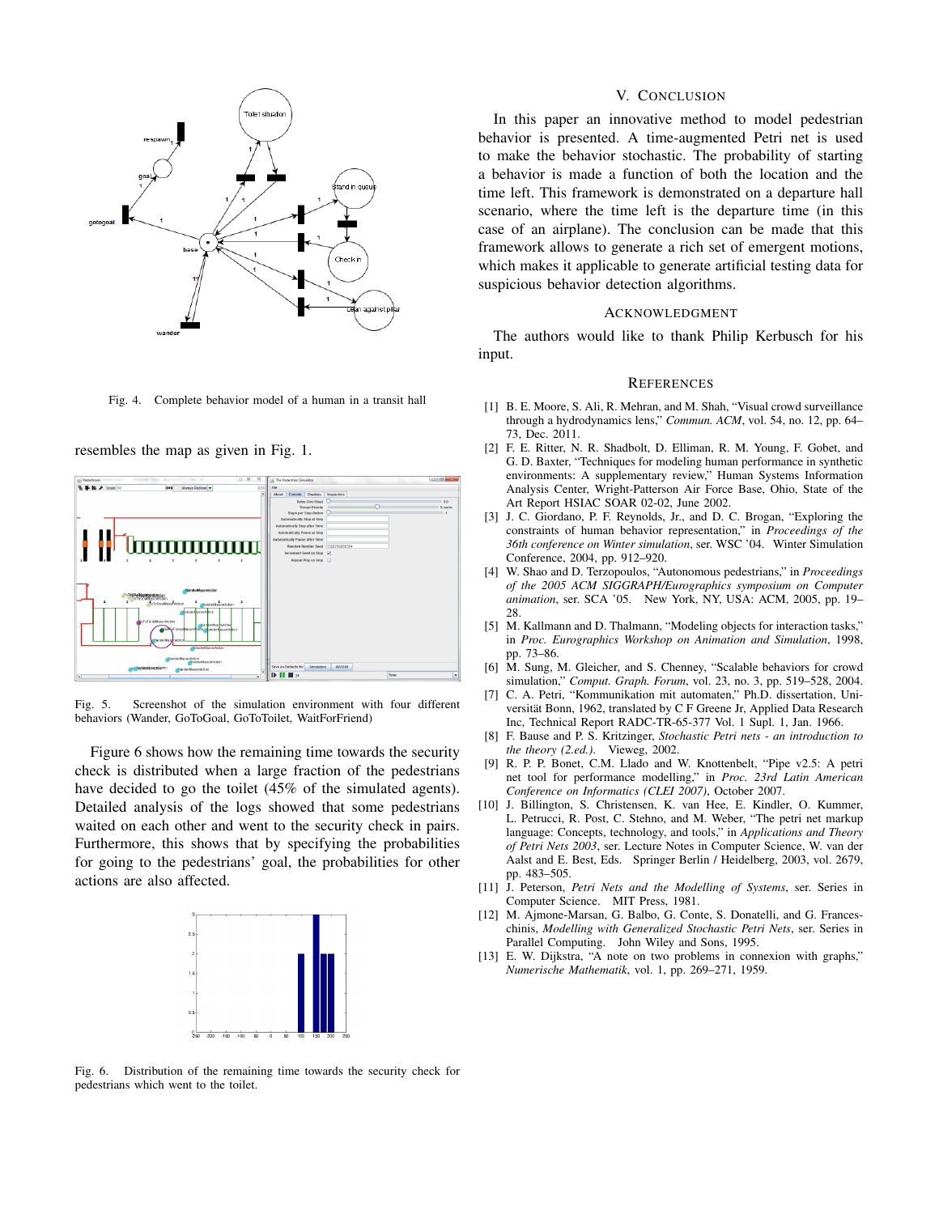Toilet situation

respawn

goal

gotogoal

base

Stand in queue

Check in

Lean against pillar

wander

Fig. 4. Complete behavior model of a human in a transit hall

resembles the map as given in Fig. 1.

Fig. 5. Screenshot of the simulation environment with four different behaviors (Wander, GoToGoal, GoToToilet, WaitForFriend)

Figure 6 shows how the remaining time towards the security check is distributed when a large fraction of the pedestrians have decided to go the toilet (45% of the simulated agents). Detailed analysis of the logs showed that some pedestrians waited on each other and went to the security check in pairs. Furthermore, this shows that by specifying the probabilities for going to the pedestrians' goal, the probabilities for other actions are also affected.

-250 -200 -150 -100 -50 0 50 100 150 200 250

Fig. 6. Distribution of the remaining time towards the security check for pedestrians which went to the toilet.

## V. Conclusion

In this paper an innovative method to model pedestrian behavior is presented. A time-augmented Petri net is used to make the behavior stochastic. The probability of starting a behavior is made a function of both the location and the time left. This framework is demonstrated on a departure hall scenario, where the time left is the departure time (in this case of an airplane). The conclusion can be made that this framework allows to generate a rich set of emergent motions, which makes it applicable to generate artificial testing data for suspicious behavior detection algorithms.

## Acknowledgment

The authors would like to thank Philip Kerbusch for his input.

## References

[1] B. E. Moore, S. Ali, R. Mehran, and M. Shah, "Visual crowd surveillance through a hydrodynamics lens," *Commun. ACM*, vol. 54, no. 12, pp. 64–73, Dec. 2011.

[2] F. E. Ritter, N. R. Shadbolt, D. Elliman, R. M. Young, F. Gobet, and G. D. Baxter, "Techniques for modeling human performance in synthetic environments: A supplementary review," Human Systems Information Analysis Center, Wright-Patterson Air Force Base, Ohio, State of the Art Report HSIAC SOAR 02-02, June 2002.

[3] J. C. Giordano, P. F. Reynolds, Jr., and D. C. Brogan, "Exploring the constraints of human behavior representation," in *Proceedings of the 36th conference on Winter simulation*, ser. WSC '04. Winter Simulation Conference, 2004, pp. 912–920.

[4] W. Shao and D. Terzopoulos, "Autonomous pedestrians," in *Proceedings of the 2005 ACM SIGGRAPH/Eurographics symposium on Computer animation*, ser. SCA '05. New York, NY, USA: ACM, 2005, pp. 19–28.

[5] M. Kallmann and D. Thalmann, "Modeling objects for interaction tasks," in *Proc. Eurographics Workshop on Animation and Simulation*, 1998, pp. 73–86.

[6] M. Sung, M. Gleicher, and S. Chenney, "Scalable behaviors for crowd simulation," *Comput. Graph. Forum*, vol. 23, no. 3, pp. 519–528, 2004.

[7] C. A. Petri, "Kommunikation mit automaten," Ph.D. dissertation, Universität Bonn, 1962, translated by C F Greene Jr, Applied Data Research Inc, Technical Report RADC-TR-65-377 Vol. 1 Supl. 1, Jan. 1966.

[8] F. Bause and P. S. Kritzinger, *Stochastic Petri nets - an introduction to the theory (2.ed.)*. Vieweg, 2002.

[9] R. P. P. Bonet, C.M. Llado and W. Knottenbelt, "Pipe v2.5: A petri net tool for performance modelling," in *Proc. 23rd Latin American Conference on Informatics (CLEI 2007)*, October 2007.

[10] J. Billington, S. Christensen, K. van Hee, E. Kindler, O. Kummer, L. Petrucci, R. Post, C. Stehno, and M. Weber, "The petri net markup language: Concepts, technology, and tools," in *Applications and Theory of Petri Nets 2003*, ser. Lecture Notes in Computer Science, W. van der Aalst and E. Best, Eds. Springer Berlin / Heidelberg, 2003, vol. 2679, pp. 483–505.

[11] J. Peterson, *Petri Nets and the Modelling of Systems*, ser. Series in Computer Science. MIT Press, 1981.

[12] M. Ajmone-Marsan, G. Balbo, G. Conte, S. Donatelli, and G. Franceschinis, *Modelling with Generalized Stochastic Petri Nets*, ser. Series in Parallel Computing. John Wiley and Sons, 1995.

[13] E. W. Dijkstra, "A note on two problems in connexion with graphs," *Numerische Mathematik*, vol. 1, pp. 269–271, 1959.